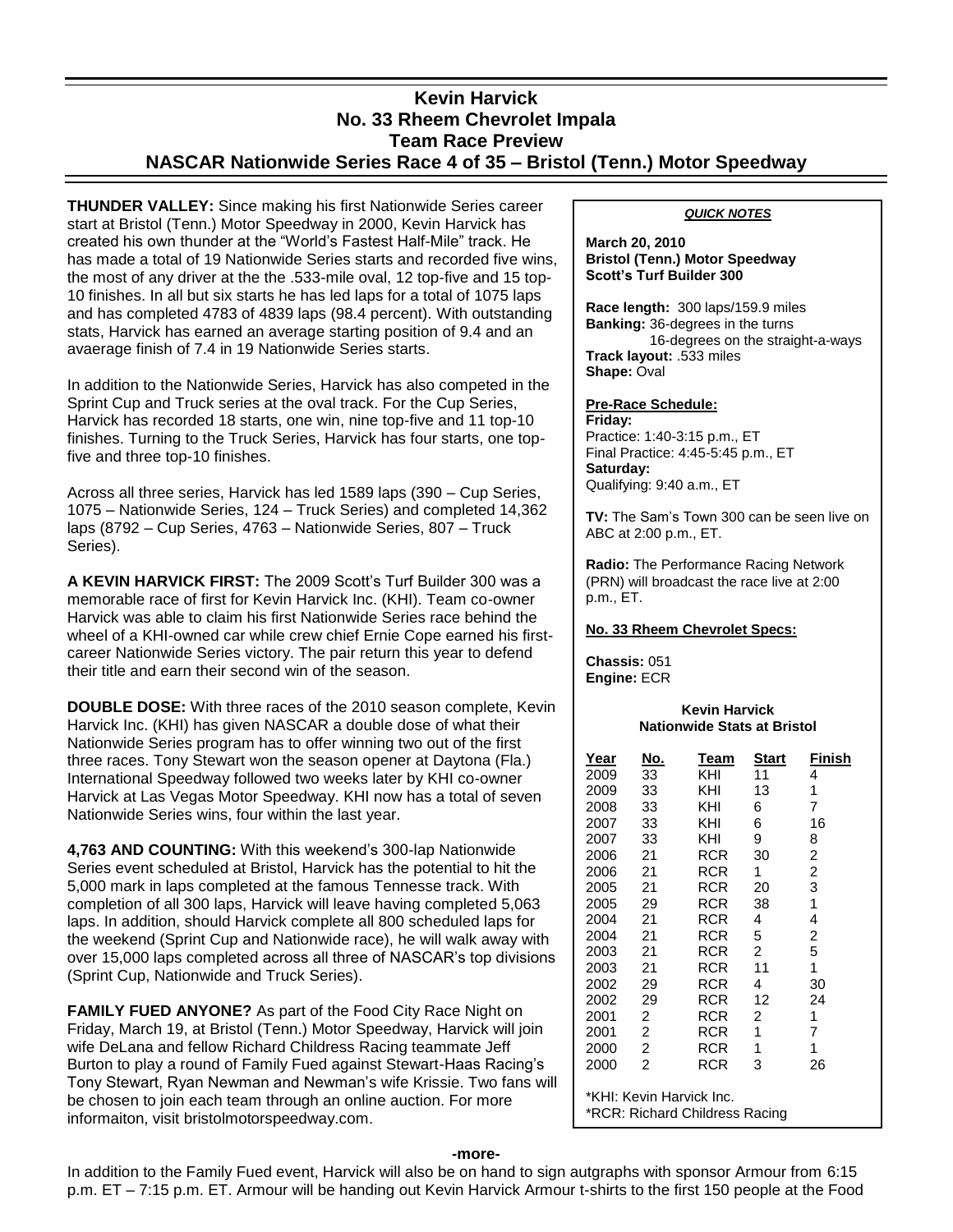# Kevin Harvick
# No. 33 Rheem Chevrolet Impala
## Team Race Preview
## NASCAR Nationwide Series Race 4 of 35 – Bristol (Tenn.) Motor Speedway

**THUNDER VALLEY:** Since making his first Nationwide Series career start at Bristol (Tenn.) Motor Speedway in 2000, Kevin Harvick has created his own thunder at the "World's Fastest Half-Mile" track. He has made a total of 19 Nationwide Series starts and recorded five wins, the most of any driver at the the .533-mile oval, 12 top-five and 15 top-10 finishes. In all but six starts he has led laps for a total of 1075 laps and has completed 4783 of 4839 laps (98.4 percent). With outstanding stats, Harvick has earned an average starting position of 9.4 and an avaerage finish of 7.4 in 19 Nationwide Series starts.

In addition to the Nationwide Series, Harvick has also competed in the Sprint Cup and Truck series at the oval track. For the Cup Series, Harvick has recorded 18 starts, one win, nine top-five and 11 top-10 finishes. Turning to the Truck Series, Harvick has four starts, one top-five and three top-10 finishes.

Across all three series, Harvick has led 1589 laps (390 – Cup Series, 1075 – Nationwide Series, 124 – Truck Series) and completed 14,362 laps (8792 – Cup Series, 4763 – Nationwide Series, 807 – Truck Series).

**A KEVIN HARVICK FIRST:** The 2009 Scott's Turf Builder 300 was a memorable race of first for Kevin Harvick Inc. (KHI). Team co-owner Harvick was able to claim his first Nationwide Series race behind the wheel of a KHI-owned car while crew chief Ernie Cope earned his first-career Nationwide Series victory. The pair return this year to defend their title and earn their second win of the season.

**DOUBLE DOSE:** With three races of the 2010 season complete, Kevin Harvick Inc. (KHI) has given NASCAR a double dose of what their Nationwide Series program has to offer winning two out of the first three races. Tony Stewart won the season opener at Daytona (Fla.) International Speedway followed two weeks later by KHI co-owner Harvick at Las Vegas Motor Speedway. KHI now has a total of seven Nationwide Series wins, four within the last year.

**4,763 AND COUNTING:** With this weekend's 300-lap Nationwide Series event scheduled at Bristol, Harvick has the potential to hit the 5,000 mark in laps completed at the famous Tennesse track. With completion of all 300 laps, Harvick will leave having completed 5,063 laps. In addition, should Harvick complete all 800 scheduled laps for the weekend (Sprint Cup and Nationwide race), he will walk away with over 15,000 laps completed across all three of NASCAR's top divisions (Sprint Cup, Nationwide and Truck Series).

**FAMILY FUED ANYONE?** As part of the Food City Race Night on Friday, March 19, at Bristol (Tenn.) Motor Speedway, Harvick will join wife DeLana and fellow Richard Childress Racing teammate Jeff Burton to play a round of Family Fued against Stewart-Haas Racing's Tony Stewart, Ryan Newman and Newman's wife Krissie. Two fans will be chosen to join each team through an online auction. For more informaiton, visit bristolmotorspeedway.com.

***QUICK NOTES***

**March 20, 2010**
**Bristol (Tenn.) Motor Speedway**
**Scott's Turf Builder 300**

**Race length:** 300 laps/159.9 miles
**Banking:** 36-degrees in the turns
16-degrees on the straight-a-ways
**Track layout:** .533 miles
**Shape:** Oval

**Pre-Race Schedule:**
**Friday:**
Practice: 1:40-3:15 p.m., ET
Final Practice: 4:45-5:45 p.m., ET
**Saturday:**
Qualifying: 9:40 a.m., ET

**TV:** The Sam's Town 300 can be seen live on ABC at 2:00 p.m., ET.

**Radio:** The Performance Racing Network (PRN) will broadcast the race live at 2:00 p.m., ET.

**No. 33 Rheem Chevrolet Specs:**

**Chassis:** 051
**Engine:** ECR

**Kevin Harvick**
**Nationwide Stats at Bristol**

| Year | No. | Team | Start | Finish |
|---|---|---|---|---|
| 2009 | 33 | KHI | 11 | 4 |
| 2009 | 33 | KHI | 13 | 1 |
| 2008 | 33 | KHI | 6 | 7 |
| 2007 | 33 | KHI | 6 | 16 |
| 2007 | 33 | KHI | 9 | 8 |
| 2006 | 21 | RCR | 30 | 2 |
| 2006 | 21 | RCR | 1 | 2 |
| 2005 | 21 | RCR | 20 | 3 |
| 2005 | 29 | RCR | 38 | 1 |
| 2004 | 21 | RCR | 4 | 4 |
| 2004 | 21 | RCR | 5 | 2 |
| 2003 | 21 | RCR | 2 | 5 |
| 2003 | 21 | RCR | 11 | 1 |
| 2002 | 29 | RCR | 4 | 30 |
| 2002 | 29 | RCR | 12 | 24 |
| 2001 | 2 | RCR | 2 | 1 |
| 2001 | 2 | RCR | 1 | 7 |
| 2000 | 2 | RCR | 1 | 1 |
| 2000 | 2 | RCR | 3 | 26 |

*KHI: Kevin Harvick Inc.
*RCR: Richard Childress Racing

**-more-**

In addition to the Family Fued event, Harvick will also be on hand to sign autgraphs with sponsor Armour from 6:15 p.m. ET – 7:15 p.m. ET. Armour will be handing out Kevin Harvick Armour t-shirts to the first 150 people at the Food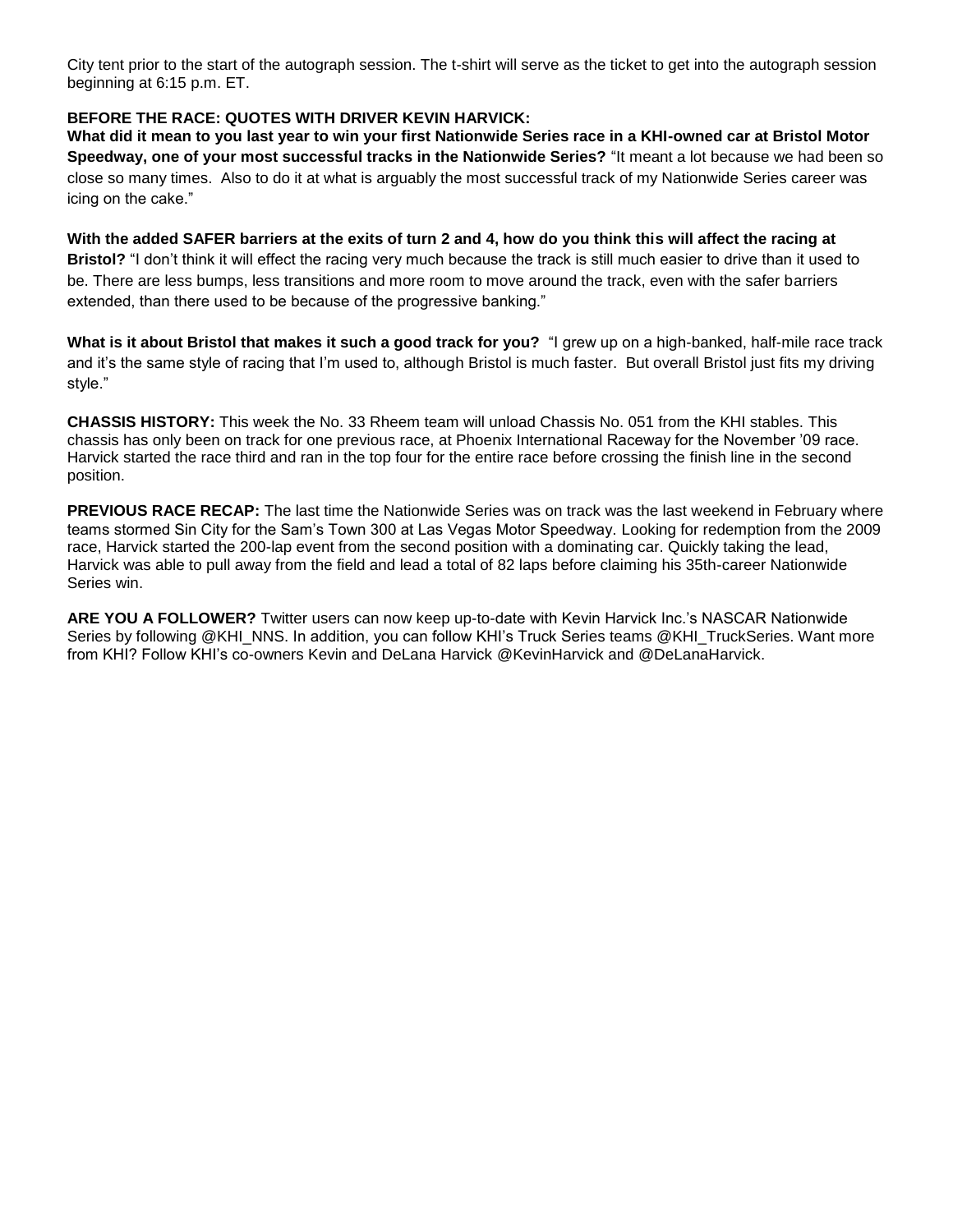City tent prior to the start of the autograph session. The t-shirt will serve as the ticket to get into the autograph session beginning at 6:15 p.m. ET.

**BEFORE THE RACE: QUOTES WITH DRIVER KEVIN HARVICK:**

**What did it mean to you last year to win your first Nationwide Series race in a KHI-owned car at Bristol Motor Speedway, one of your most successful tracks in the Nationwide Series?** "It meant a lot because we had been so close so many times. Also to do it at what is arguably the most successful track of my Nationwide Series career was icing on the cake."

**With the added SAFER barriers at the exits of turn 2 and 4, how do you think this will affect the racing at Bristol?** "I don't think it will effect the racing very much because the track is still much easier to drive than it used to be. There are less bumps, less transitions and more room to move around the track, even with the safer barriers extended, than there used to be because of the progressive banking."

**What is it about Bristol that makes it such a good track for you?** "I grew up on a high-banked, half-mile race track and it's the same style of racing that I'm used to, although Bristol is much faster. But overall Bristol just fits my driving style."

**CHASSIS HISTORY:** This week the No. 33 Rheem team will unload Chassis No. 051 from the KHI stables. This chassis has only been on track for one previous race, at Phoenix International Raceway for the November '09 race. Harvick started the race third and ran in the top four for the entire race before crossing the finish line in the second position.

**PREVIOUS RACE RECAP:** The last time the Nationwide Series was on track was the last weekend in February where teams stormed Sin City for the Sam's Town 300 at Las Vegas Motor Speedway. Looking for redemption from the 2009 race, Harvick started the 200-lap event from the second position with a dominating car. Quickly taking the lead, Harvick was able to pull away from the field and lead a total of 82 laps before claiming his 35th-career Nationwide Series win.

**ARE YOU A FOLLOWER?** Twitter users can now keep up-to-date with Kevin Harvick Inc.'s NASCAR Nationwide Series by following @KHI_NNS. In addition, you can follow KHI's Truck Series teams @KHI_TruckSeries. Want more from KHI? Follow KHI's co-owners Kevin and DeLana Harvick @KevinHarvick and @DeLanaHarvick.